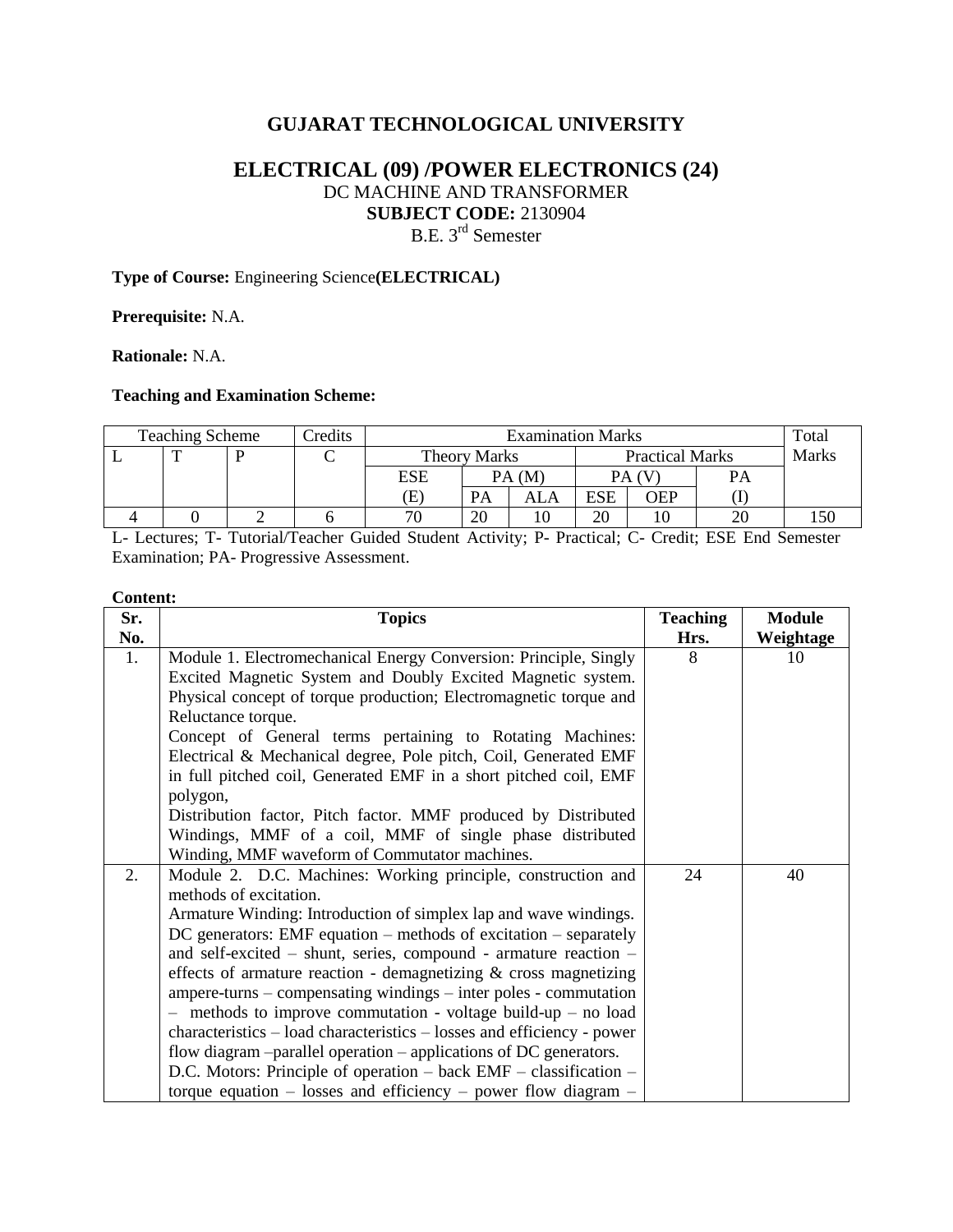# GUJARAT TECHNOLOGICAL UNIVERSITY

## ELECTRICAL (09) /POWER ELECTRONICS (24)

DC MACHINE AND TRANSFORMER

**SUBJECT CODE:** 2130904

B.E. 3rd Semester

**Type of Course:** Engineering Science**(ELECTRICAL)**

**Prerequisite:** N.A.

**Rationale:** N.A.

**Teaching and Examination Scheme:**

| Teaching Scheme | | | Credits | Examination Marks | | | | | | Total Marks |
|---|---|---|---|---|---|---|---|---|---|---|
| L | T | P | C | Theory Marks | | | Practical Marks | | | |
| | | | | ESE (E) | PA (M) | | PA (V) | | PA (I) | |
| | | | | | PA | ALA | ESE | OEP | | |
| 4 | 0 | 2 | 6 | 70 | 20 | 10 | 20 | 10 | 20 | 150 |

L- Lectures; T- Tutorial/Teacher Guided Student Activity; P- Practical; C- Credit; ESE End Semester Examination; PA- Progressive Assessment.

**Content:**

| Sr. No. | Topics | Teaching Hrs. | Module Weightage |
|---|---|---|---|
| 1. | Module 1. Electromechanical Energy Conversion: Principle, Singly Excited Magnetic System and Doubly Excited Magnetic system. Physical concept of torque production; Electromagnetic torque and Reluctance torque.<br>Concept of General terms pertaining to Rotating Machines: Electrical & Mechanical degree, Pole pitch, Coil, Generated EMF in full pitched coil, Generated EMF in a short pitched coil, EMF polygon,<br>Distribution factor, Pitch factor. MMF produced by Distributed Windings, MMF of a coil, MMF of single phase distributed Winding, MMF waveform of Commutator machines. | 8 | 10 |
| 2. | Module 2. D.C. Machines: Working principle, construction and methods of excitation.<br>Armature Winding: Introduction of simplex lap and wave windings.<br>DC generators: EMF equation – methods of excitation – separately and self-excited – shunt, series, compound - armature reaction – effects of armature reaction - demagnetizing & cross magnetizing ampere-turns – compensating windings – inter poles - commutation – methods to improve commutation - voltage build-up – no load characteristics – load characteristics – losses and efficiency - power flow diagram –parallel operation – applications of DC generators.<br>D.C. Motors: Principle of operation – back EMF – classification – torque equation – losses and efficiency – power flow diagram – | 24 | 40 |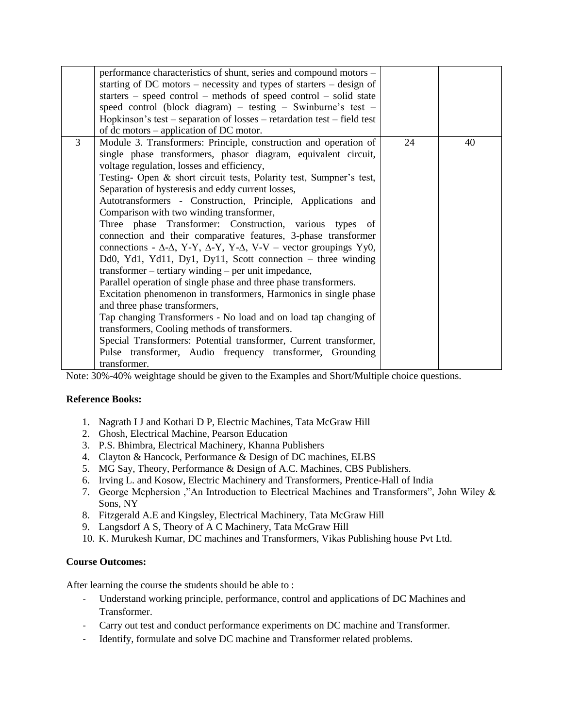| | | | |
|---|---|---|---|
| | performance characteristics of shunt, series and compound motors – starting of DC motors – necessity and types of starters – design of starters – speed control – methods of speed control – solid state speed control (block diagram) – testing – Swinburne's test – Hopkinson's test – separation of losses – retardation test – field test of dc motors – application of DC motor. | | |
| 3 | Module 3. Transformers: Principle, construction and operation of single phase transformers, phasor diagram, equivalent circuit, voltage regulation, losses and efficiency,<br>Testing- Open & short circuit tests, Polarity test, Sumpner's test, Separation of hysteresis and eddy current losses,<br>Autotransformers - Construction, Principle, Applications and Comparison with two winding transformer,<br>Three phase Transformer: Construction, various types of connection and their comparative features, 3-phase transformer connections - Δ-Δ, Y-Y, Δ-Y, Y-Δ, V-V – vector groupings Yy0, Dd0, Yd1, Yd11, Dy1, Dy11, Scott connection – three winding transformer – tertiary winding – per unit impedance,<br>Parallel operation of single phase and three phase transformers.<br>Excitation phenomenon in transformers, Harmonics in single phase and three phase transformers,<br>Tap changing Transformers - No load and on load tap changing of transformers, Cooling methods of transformers.<br>Special Transformers: Potential transformer, Current transformer, Pulse transformer, Audio frequency transformer, Grounding transformer. | 24 | 40 |

Note: 30%-40% weightage should be given to the Examples and Short/Multiple choice questions.

**Reference Books:**

1. Nagrath I J and Kothari D P, Electric Machines, Tata McGraw Hill
2. Ghosh, Electrical Machine, Pearson Education
3. P.S. Bhimbra, Electrical Machinery, Khanna Publishers
4. Clayton & Hancock, Performance & Design of DC machines, ELBS
5. MG Say, Theory, Performance & Design of A.C. Machines, CBS Publishers.
6. Irving L. and Kosow, Electric Machinery and Transformers, Prentice-Hall of India
7. George Mcphersion ,"An Introduction to Electrical Machines and Transformers", John Wiley & Sons, NY
8. Fitzgerald A.E and Kingsley, Electrical Machinery, Tata McGraw Hill
9. Langsdorf A S, Theory of A C Machinery, Tata McGraw Hill
10. K. Murukesh Kumar, DC machines and Transformers, Vikas Publishing house Pvt Ltd.

**Course Outcomes:**

After learning the course the students should be able to :

- Understand working principle, performance, control and applications of DC Machines and Transformer.
- Carry out test and conduct performance experiments on DC machine and Transformer.
- Identify, formulate and solve DC machine and Transformer related problems.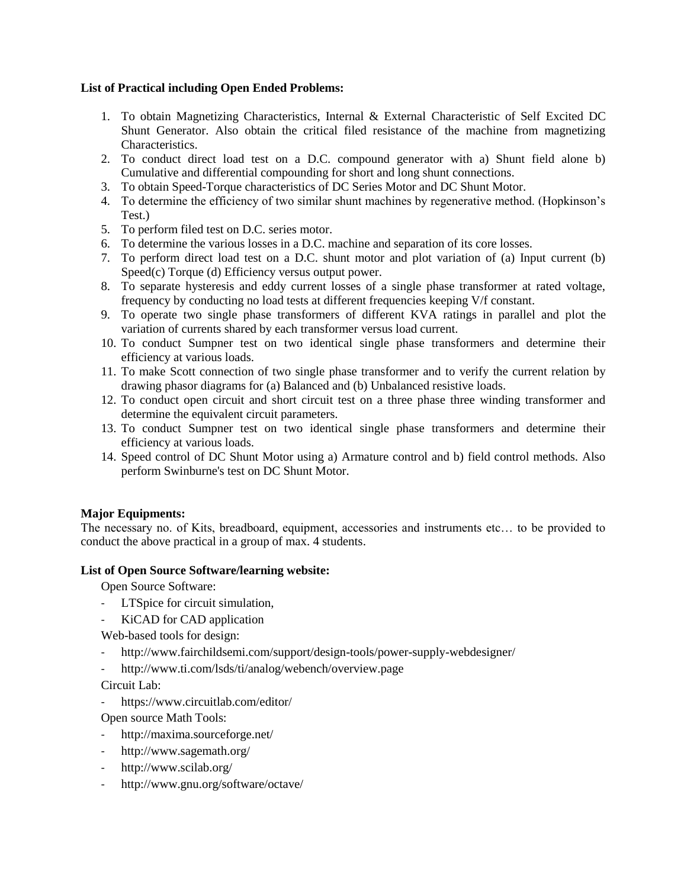**List of Practical including Open Ended Problems:**

1. To obtain Magnetizing Characteristics, Internal & External Characteristic of Self Excited DC Shunt Generator. Also obtain the critical filed resistance of the machine from magnetizing Characteristics.
2. To conduct direct load test on a D.C. compound generator with a) Shunt field alone b) Cumulative and differential compounding for short and long shunt connections.
3. To obtain Speed-Torque characteristics of DC Series Motor and DC Shunt Motor.
4. To determine the efficiency of two similar shunt machines by regenerative method. (Hopkinson's Test.)
5. To perform filed test on D.C. series motor.
6. To determine the various losses in a D.C. machine and separation of its core losses.
7. To perform direct load test on a D.C. shunt motor and plot variation of (a) Input current (b) Speed(c) Torque (d) Efficiency versus output power.
8. To separate hysteresis and eddy current losses of a single phase transformer at rated voltage, frequency by conducting no load tests at different frequencies keeping V/f constant.
9. To operate two single phase transformers of different KVA ratings in parallel and plot the variation of currents shared by each transformer versus load current.
10. To conduct Sumpner test on two identical single phase transformers and determine their efficiency at various loads.
11. To make Scott connection of two single phase transformer and to verify the current relation by drawing phasor diagrams for (a) Balanced and (b) Unbalanced resistive loads.
12. To conduct open circuit and short circuit test on a three phase three winding transformer and determine the equivalent circuit parameters.
13. To conduct Sumpner test on two identical single phase transformers and determine their efficiency at various loads.
14. Speed control of DC Shunt Motor using a) Armature control and b) field control methods. Also perform Swinburne's test on DC Shunt Motor.

**Major Equipments:**

The necessary no. of Kits, breadboard, equipment, accessories and instruments etc… to be provided to conduct the above practical in a group of max. 4 students.

**List of Open Source Software/learning website:**

Open Source Software:

- LTSpice for circuit simulation,
- KiCAD for CAD application

Web-based tools for design:

- http://www.fairchildsemi.com/support/design-tools/power-supply-webdesigner/
- http://www.ti.com/lsds/ti/analog/webench/overview.page

Circuit Lab:

- https://www.circuitlab.com/editor/

Open source Math Tools:

- http://maxima.sourceforge.net/
- http://www.sagemath.org/
- http://www.scilab.org/
- http://www.gnu.org/software/octave/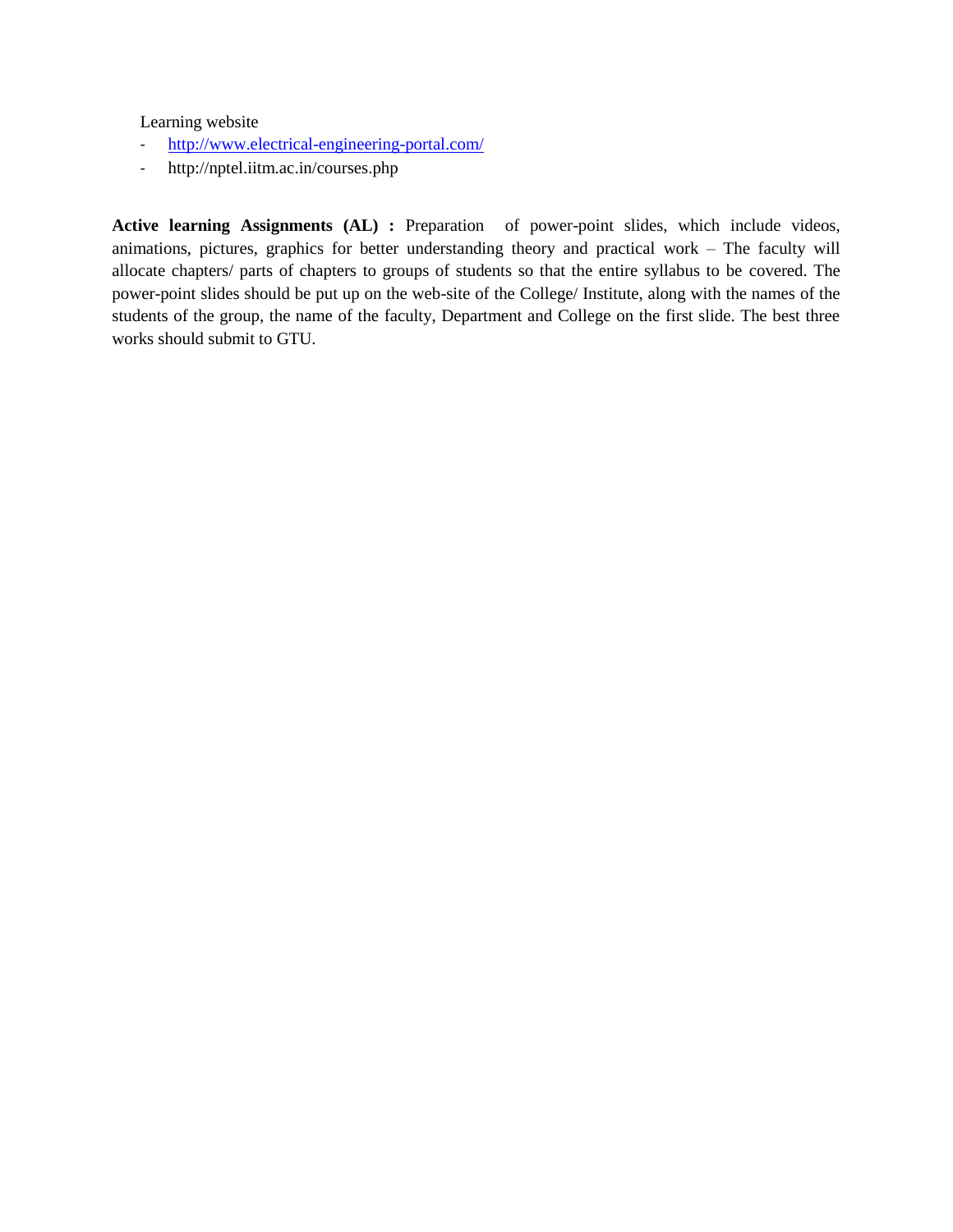Learning website

- http://www.electrical-engineering-portal.com/
- http://nptel.iitm.ac.in/courses.php

**Active learning Assignments (AL) :** Preparation of power-point slides, which include videos, animations, pictures, graphics for better understanding theory and practical work – The faculty will allocate chapters/ parts of chapters to groups of students so that the entire syllabus to be covered. The power-point slides should be put up on the web-site of the College/ Institute, along with the names of the students of the group, the name of the faculty, Department and College on the first slide. The best three works should submit to GTU.